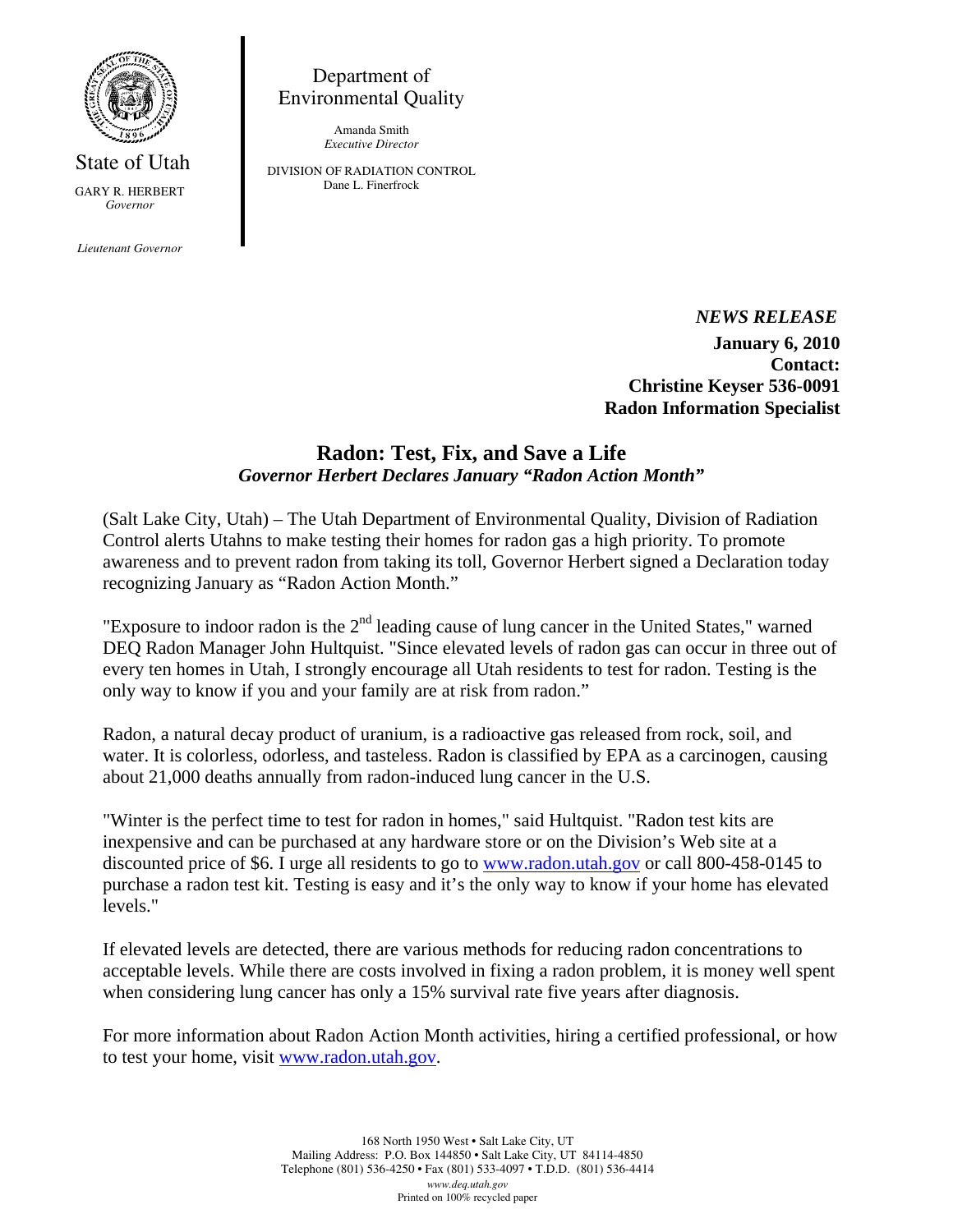State of Utah

GARY R. HERBERT
*Governor*

*Lieutenant Governor*

Department of Environmental Quality

Amanda Smith
*Executive Director*

DIVISION OF RADIATION CONTROL
Dane L. Finerfrock

*NEWS RELEASE*

**January 6, 2010**
**Contact:**
**Christine Keyser 536-0091**
**Radon Information Specialist**

# Radon: Test, Fix, and Save a Life

***Governor Herbert Declares January "Radon Action Month"***

(Salt Lake City, Utah) – The Utah Department of Environmental Quality, Division of Radiation Control alerts Utahns to make testing their homes for radon gas a high priority. To promote awareness and to prevent radon from taking its toll, Governor Herbert signed a Declaration today recognizing January as "Radon Action Month."

"Exposure to indoor radon is the 2nd leading cause of lung cancer in the United States," warned DEQ Radon Manager John Hultquist. "Since elevated levels of radon gas can occur in three out of every ten homes in Utah, I strongly encourage all Utah residents to test for radon. Testing is the only way to know if you and your family are at risk from radon."

Radon, a natural decay product of uranium, is a radioactive gas released from rock, soil, and water. It is colorless, odorless, and tasteless. Radon is classified by EPA as a carcinogen, causing about 21,000 deaths annually from radon-induced lung cancer in the U.S.

"Winter is the perfect time to test for radon in homes," said Hultquist. "Radon test kits are inexpensive and can be purchased at any hardware store or on the Division's Web site at a discounted price of $6. I urge all residents to go to www.radon.utah.gov or call 800-458-0145 to purchase a radon test kit. Testing is easy and it's the only way to know if your home has elevated levels."

If elevated levels are detected, there are various methods for reducing radon concentrations to acceptable levels. While there are costs involved in fixing a radon problem, it is money well spent when considering lung cancer has only a 15% survival rate five years after diagnosis.

For more information about Radon Action Month activities, hiring a certified professional, or how to test your home, visit www.radon.utah.gov.

168 North 1950 West • Salt Lake City, UT
Mailing Address: P.O. Box 144850 • Salt Lake City, UT 84114-4850
Telephone (801) 536-4250 • Fax (801) 533-4097 • T.D.D. (801) 536-4414
*www.deq.utah.gov*
Printed on 100% recycled paper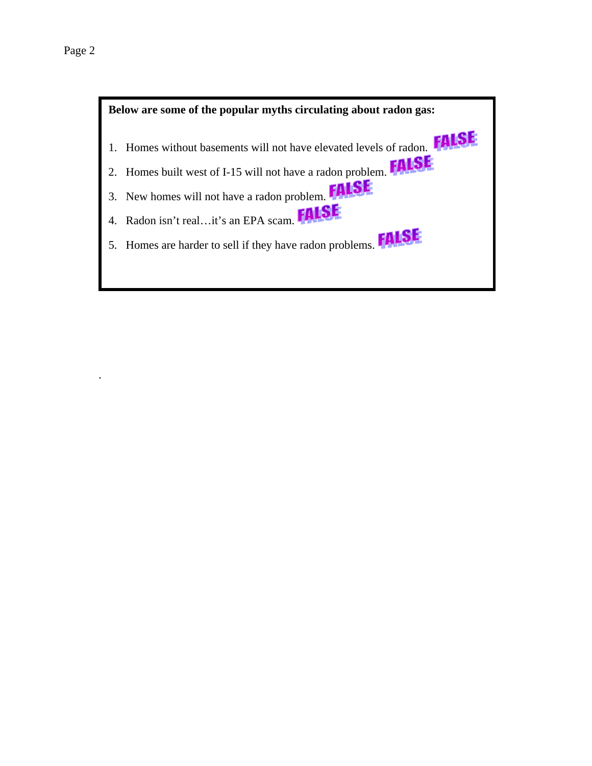**Below are some of the popular myths circulating about radon gas:**

1. Homes without basements will not have elevated levels of radon. FALSE
2. Homes built west of I-15 will not have a radon problem. FALSE
3. New homes will not have a radon problem. FALSE
4. Radon isn't real…it's an EPA scam. FALSE
5. Homes are harder to sell if they have radon problems. FALSE

.